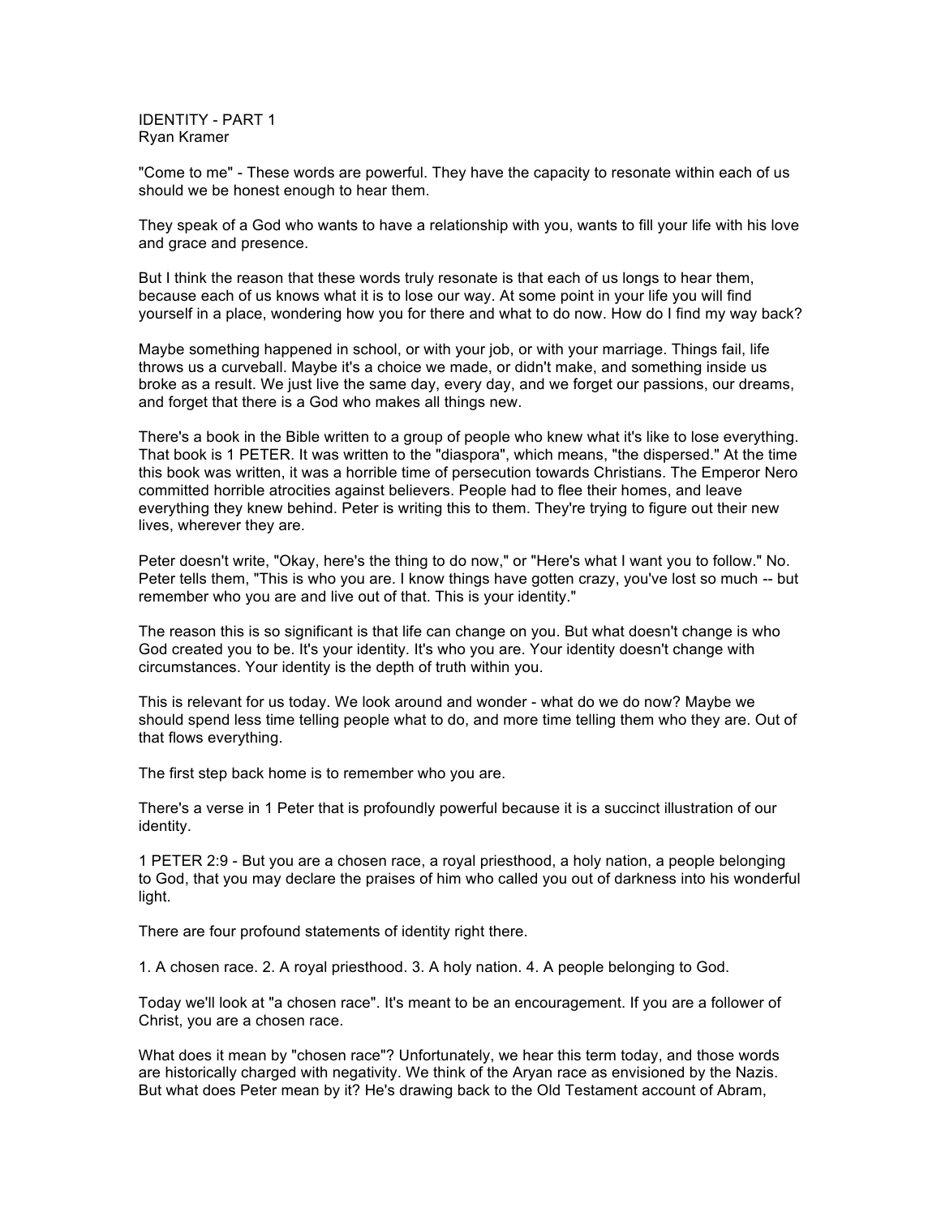IDENTITY - PART 1
Ryan Kramer

"Come to me" - These words are powerful. They have the capacity to resonate within each of us should we be honest enough to hear them.

They speak of a God who wants to have a relationship with you, wants to fill your life with his love and grace and presence.

But I think the reason that these words truly resonate is that each of us longs to hear them, because each of us knows what it is to lose our way. At some point in your life you will find yourself in a place, wondering how you for there and what to do now. How do I find my way back?

Maybe something happened in school, or with your job, or with your marriage. Things fail, life throws us a curveball. Maybe it's a choice we made, or didn't make, and something inside us broke as a result. We just live the same day, every day, and we forget our passions, our dreams, and forget that there is a God who makes all things new.

There's a book in the Bible written to a group of people who knew what it's like to lose everything. That book is 1 PETER. It was written to the "diaspora", which means, "the dispersed." At the time this book was written, it was a horrible time of persecution towards Christians. The Emperor Nero committed horrible atrocities against believers. People had to flee their homes, and leave everything they knew behind. Peter is writing this to them. They're trying to figure out their new lives, wherever they are.

Peter doesn't write, "Okay, here's the thing to do now," or "Here's what I want you to follow." No. Peter tells them, "This is who you are. I know things have gotten crazy, you've lost so much -- but remember who you are and live out of that. This is your identity."

The reason this is so significant is that life can change on you. But what doesn't change is who God created you to be. It's your identity. It's who you are. Your identity doesn't change with circumstances. Your identity is the depth of truth within you.

This is relevant for us today. We look around and wonder - what do we do now? Maybe we should spend less time telling people what to do, and more time telling them who they are. Out of that flows everything.

The first step back home is to remember who you are.

There's a verse in 1 Peter that is profoundly powerful because it is a succinct illustration of our identity.

1 PETER 2:9 - But you are a chosen race, a royal priesthood, a holy nation, a people belonging to God, that you may declare the praises of him who called you out of darkness into his wonderful light.

There are four profound statements of identity right there.

1. A chosen race. 2. A royal priesthood. 3. A holy nation. 4. A people belonging to God.

Today we'll look at "a chosen race". It's meant to be an encouragement. If you are a follower of Christ, you are a chosen race.

What does it mean by "chosen race"? Unfortunately, we hear this term today, and those words are historically charged with negativity. We think of the Aryan race as envisioned by the Nazis. But what does Peter mean by it? He's drawing back to the Old Testament account of Abram,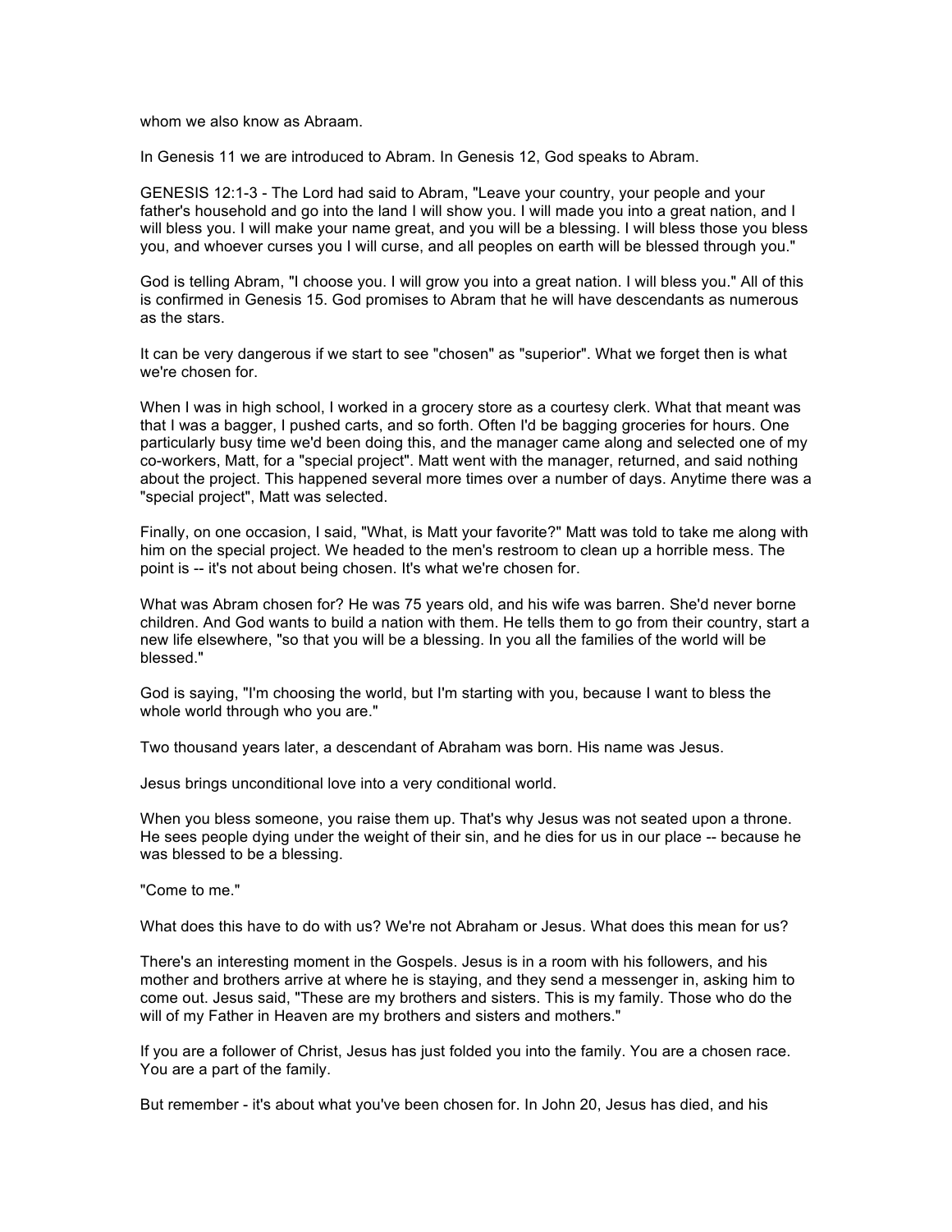whom we also know as Abraam.

In Genesis 11 we are introduced to Abram. In Genesis 12, God speaks to Abram.

GENESIS 12:1-3 - The Lord had said to Abram, "Leave your country, your people and your father's household and go into the land I will show you. I will made you into a great nation, and I will bless you. I will make your name great, and you will be a blessing. I will bless those you bless you, and whoever curses you I will curse, and all peoples on earth will be blessed through you."

God is telling Abram, "I choose you. I will grow you into a great nation. I will bless you." All of this is confirmed in Genesis 15. God promises to Abram that he will have descendants as numerous as the stars.

It can be very dangerous if we start to see "chosen" as "superior". What we forget then is what we're chosen for.

When I was in high school, I worked in a grocery store as a courtesy clerk. What that meant was that I was a bagger, I pushed carts, and so forth. Often I'd be bagging groceries for hours. One particularly busy time we'd been doing this, and the manager came along and selected one of my co-workers, Matt, for a "special project". Matt went with the manager, returned, and said nothing about the project. This happened several more times over a number of days. Anytime there was a "special project", Matt was selected.

Finally, on one occasion, I said, "What, is Matt your favorite?" Matt was told to take me along with him on the special project. We headed to the men's restroom to clean up a horrible mess. The point is -- it's not about being chosen. It's what we're chosen for.

What was Abram chosen for? He was 75 years old, and his wife was barren. She'd never borne children. And God wants to build a nation with them. He tells them to go from their country, start a new life elsewhere, "so that you will be a blessing. In you all the families of the world will be blessed."

God is saying, "I'm choosing the world, but I'm starting with you, because I want to bless the whole world through who you are."

Two thousand years later, a descendant of Abraham was born. His name was Jesus.

Jesus brings unconditional love into a very conditional world.

When you bless someone, you raise them up. That's why Jesus was not seated upon a throne. He sees people dying under the weight of their sin, and he dies for us in our place -- because he was blessed to be a blessing.

"Come to me."

What does this have to do with us? We're not Abraham or Jesus. What does this mean for us?

There's an interesting moment in the Gospels. Jesus is in a room with his followers, and his mother and brothers arrive at where he is staying, and they send a messenger in, asking him to come out. Jesus said, "These are my brothers and sisters. This is my family. Those who do the will of my Father in Heaven are my brothers and sisters and mothers."

If you are a follower of Christ, Jesus has just folded you into the family. You are a chosen race. You are a part of the family.

But remember - it's about what you've been chosen for. In John 20, Jesus has died, and his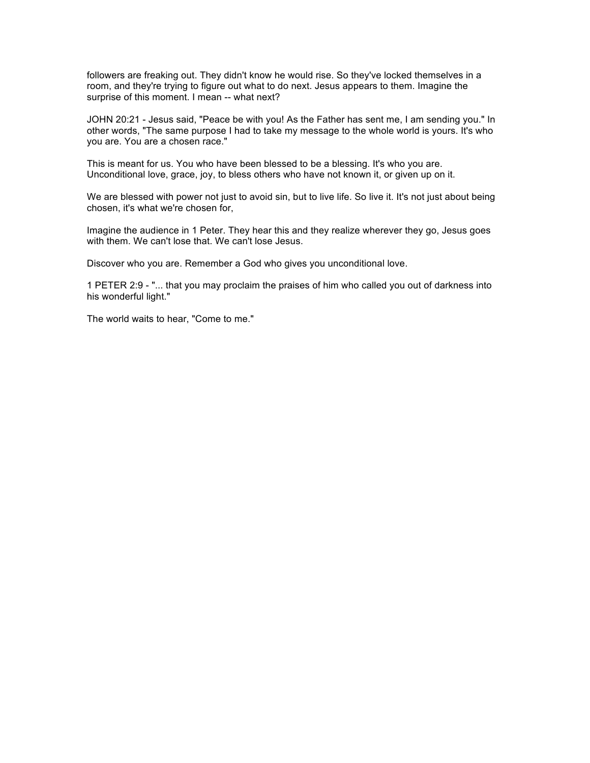followers are freaking out. They didn't know he would rise. So they've locked themselves in a room, and they're trying to figure out what to do next. Jesus appears to them. Imagine the surprise of this moment. I mean -- what next?

JOHN 20:21 - Jesus said, "Peace be with you! As the Father has sent me, I am sending you." In other words, "The same purpose I had to take my message to the whole world is yours. It's who you are. You are a chosen race."

This is meant for us. You who have been blessed to be a blessing. It's who you are. Unconditional love, grace, joy, to bless others who have not known it, or given up on it.

We are blessed with power not just to avoid sin, but to live life. So live it. It's not just about being chosen, it's what we're chosen for,

Imagine the audience in 1 Peter. They hear this and they realize wherever they go, Jesus goes with them. We can't lose that. We can't lose Jesus.

Discover who you are. Remember a God who gives you unconditional love.

1 PETER 2:9 - "... that you may proclaim the praises of him who called you out of darkness into his wonderful light."

The world waits to hear, "Come to me."